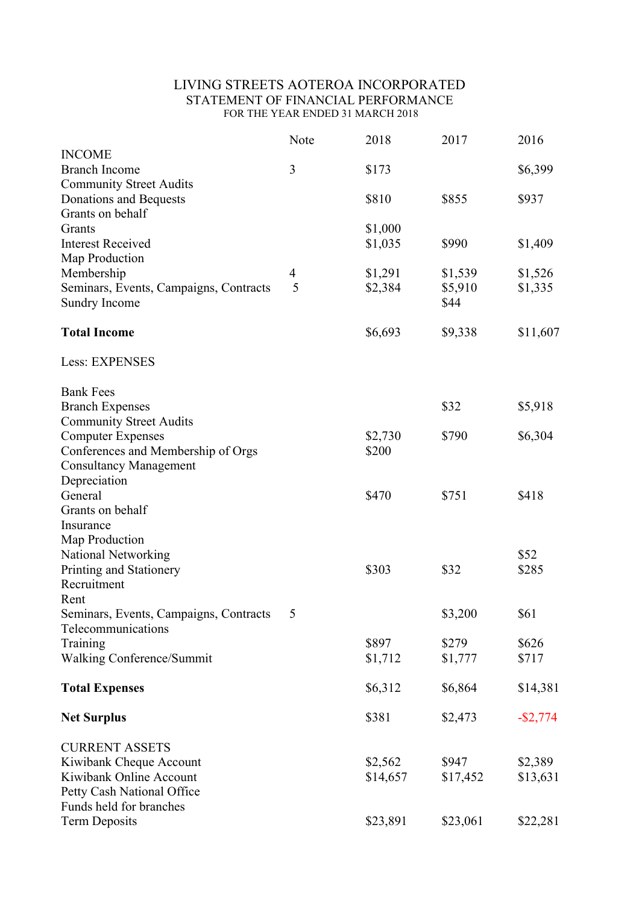# LIVING STREETS AOTEROA INCORPORATED

## STATEMENT OF FINANCIAL PERFORMANCE

### FOR THE YEAR ENDED 31 MARCH 2018

| | Note | 2018 | 2017 | 2016 |
|---|---|---|---|---|
| INCOME | | | | |
| Branch Income | 3 | $173 | | $6,399 |
| Community Street Audits | | | | |
| Donations and Bequests | | $810 | $855 | $937 |
| Grants on behalf | | | | |
| Grants | | $1,000 | | |
| Interest Received | | $1,035 | $990 | $1,409 |
| Map Production | | | | |
| Membership | 4 | $1,291 | $1,539 | $1,526 |
| Seminars, Events, Campaigns, Contracts | 5 | $2,384 | $5,910 | $1,335 |
| Sundry Income | | | $44 | |
| **Total Income** | | $6,693 | $9,338 | $11,607 |
| Less: EXPENSES | | | | |
| Bank Fees | | | | |
| Branch Expenses | | | $32 | $5,918 |
| Community Street Audits | | | | |
| Computer Expenses | | $2,730 | $790 | $6,304 |
| Conferences and Membership of Orgs | | $200 | | |
| Consultancy Management | | | | |
| Depreciation | | | | |
| General | | $470 | $751 | $418 |
| Grants on behalf | | | | |
| Insurance | | | | |
| Map Production | | | | |
| National Networking | | | | $52 |
| Printing and Stationery | | $303 | $32 | $285 |
| Recruitment | | | | |
| Rent | | | | |
| Seminars, Events, Campaigns, Contracts | 5 | | $3,200 | $61 |
| Telecommunications | | | | |
| Training | | $897 | $279 | $626 |
| Walking Conference/Summit | | $1,712 | $1,777 | $717 |
| **Total Expenses** | | $6,312 | $6,864 | $14,381 |
| **Net Surplus** | | $381 | $2,473 | -$2,774 |
| CURRENT ASSETS | | | | |
| Kiwibank Cheque Account | | $2,562 | $947 | $2,389 |
| Kiwibank Online Account | | $14,657 | $17,452 | $13,631 |
| Petty Cash National Office | | | | |
| Funds held for branches | | | | |
| Term Deposits | | $23,891 | $23,061 | $22,281 |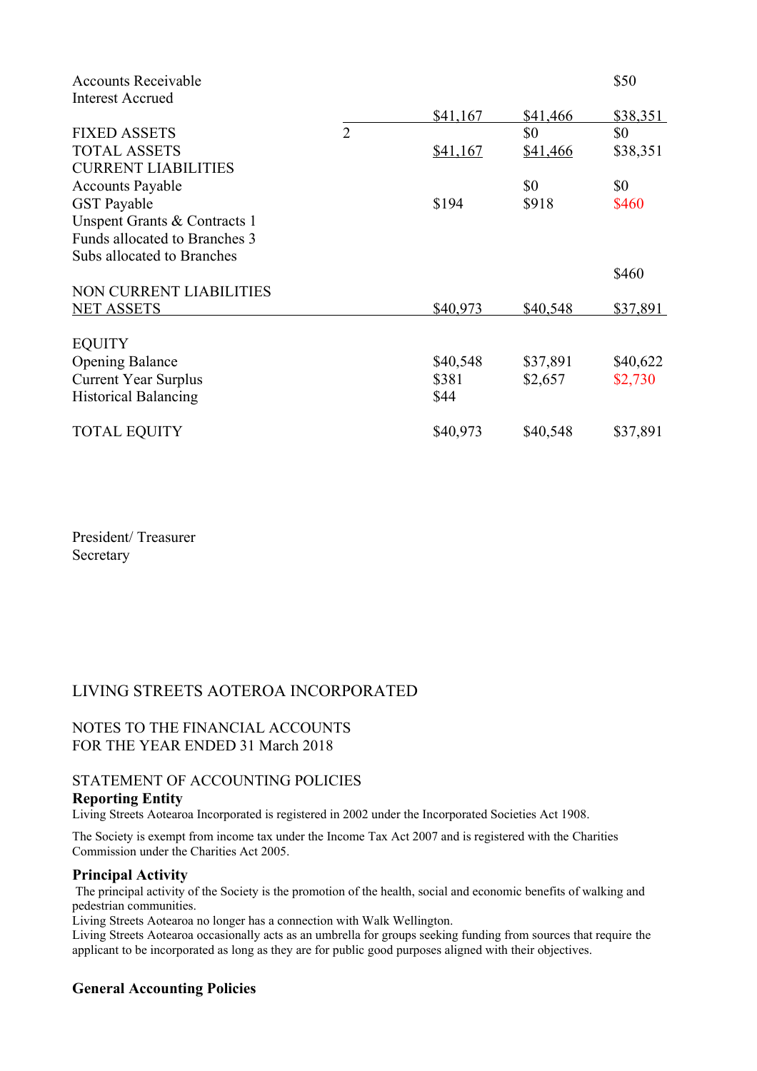| | | | | |
|---|---|---|---|---|
| Accounts Receivable | | | | $50 |
| Interest Accrued | | | | |
| | | $41,167 | $41,466 | $38,351 |
| FIXED ASSETS | 2 | | $0 | $0 |
| TOTAL ASSETS | | $41,167 | $41,466 | $38,351 |
| CURRENT LIABILITIES | | | | |
| Accounts Payable | | | $0 | $0 |
| GST Payable | | $194 | $918 | $460 |
| Unspent Grants & Contracts 1 | | | | |
| Funds allocated to Branches 3 | | | | |
| Subs allocated to Branches | | | | |
| | | | | $460 |
| NON CURRENT LIABILITIES | | | | |
| NET ASSETS | | $40,973 | $40,548 | $37,891 |
| | | | | |
| EQUITY | | | | |
| Opening Balance | | $40,548 | $37,891 | $40,622 |
| Current Year Surplus | | $381 | $2,657 | $2,730 |
| Historical Balancing | | $44 | | |
| | | | | |
| TOTAL EQUITY | | $40,973 | $40,548 | $37,891 |

President/ Treasurer
Secretary

LIVING STREETS AOTEROA INCORPORATED

NOTES TO THE FINANCIAL ACCOUNTS
FOR THE YEAR ENDED 31 March 2018

STATEMENT OF ACCOUNTING POLICIES

**Reporting Entity**

Living Streets Aotearoa Incorporated is registered in 2002 under the Incorporated Societies Act 1908.

The Society is exempt from income tax under the Income Tax Act 2007 and is registered with the Charities Commission under the Charities Act 2005.

**Principal Activity**

The principal activity of the Society is the promotion of the health, social and economic benefits of walking and pedestrian communities.
Living Streets Aotearoa no longer has a connection with Walk Wellington.
Living Streets Aotearoa occasionally acts as an umbrella for groups seeking funding from sources that require the applicant to be incorporated as long as they are for public good purposes aligned with their objectives.

**General Accounting Policies**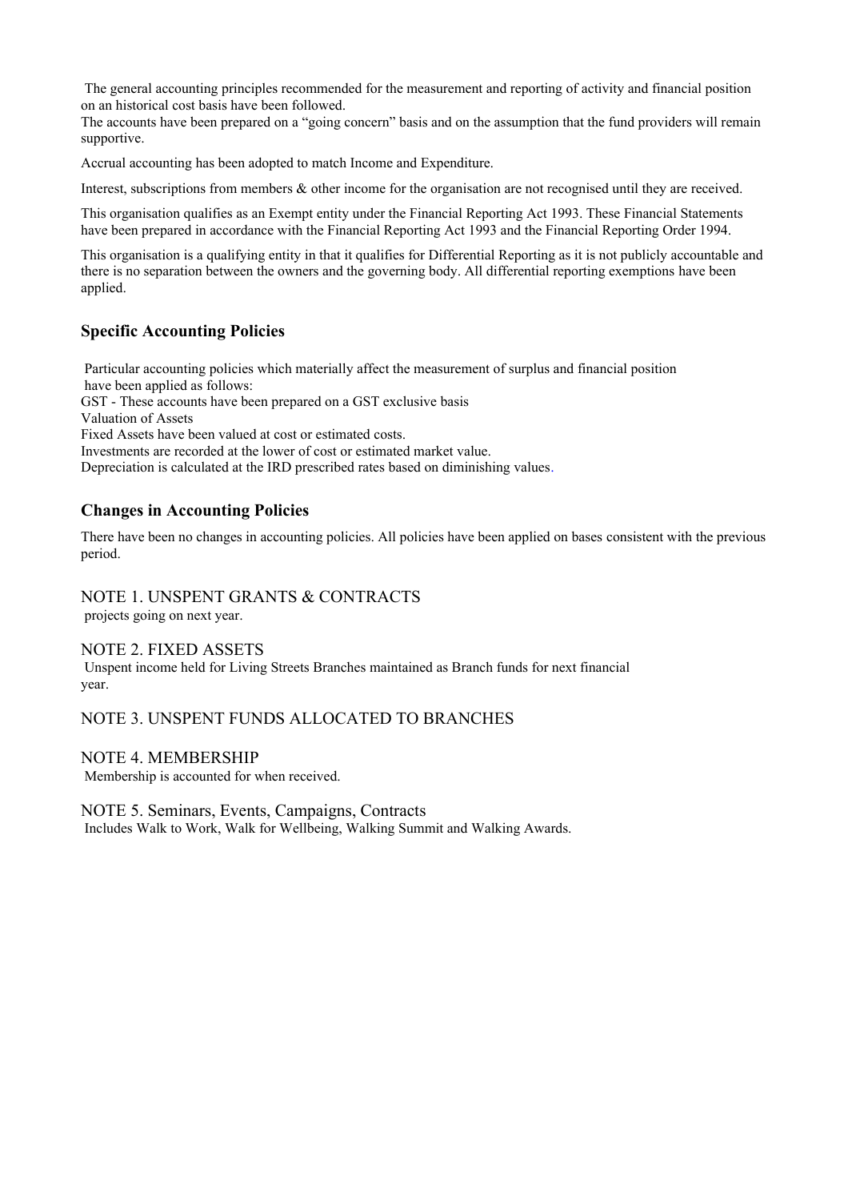The general accounting principles recommended for the measurement and reporting of activity and financial position on an historical cost basis have been followed.
The accounts have been prepared on a "going concern" basis and on the assumption that the fund providers will remain supportive.

Accrual accounting has been adopted to match Income and Expenditure.

Interest, subscriptions from members & other income for the organisation are not recognised until they are received.

This organisation qualifies as an Exempt entity under the Financial Reporting Act 1993. These Financial Statements have been prepared in accordance with the Financial Reporting Act 1993 and the Financial Reporting Order 1994.

This organisation is a qualifying entity in that it qualifies for Differential Reporting as it is not publicly accountable and there is no separation between the owners and the governing body. All differential reporting exemptions have been applied.

## Specific Accounting Policies

Particular accounting policies which materially affect the measurement of surplus and financial position have been applied as follows:
GST - These accounts have been prepared on a GST exclusive basis
Valuation of Assets
Fixed Assets have been valued at cost or estimated costs.
Investments are recorded at the lower of cost or estimated market value.
Depreciation is calculated at the IRD prescribed rates based on diminishing values.

## Changes in Accounting Policies

There have been no changes in accounting policies. All policies have been applied on bases consistent with the previous period.

NOTE 1. UNSPENT GRANTS & CONTRACTS
projects going on next year.

NOTE 2. FIXED ASSETS
Unspent income held for Living Streets Branches maintained as Branch funds for next financial year.

NOTE 3. UNSPENT FUNDS ALLOCATED TO BRANCHES

NOTE 4. MEMBERSHIP
Membership is accounted for when received.

NOTE 5. Seminars, Events, Campaigns, Contracts
Includes Walk to Work, Walk for Wellbeing, Walking Summit and Walking Awards.